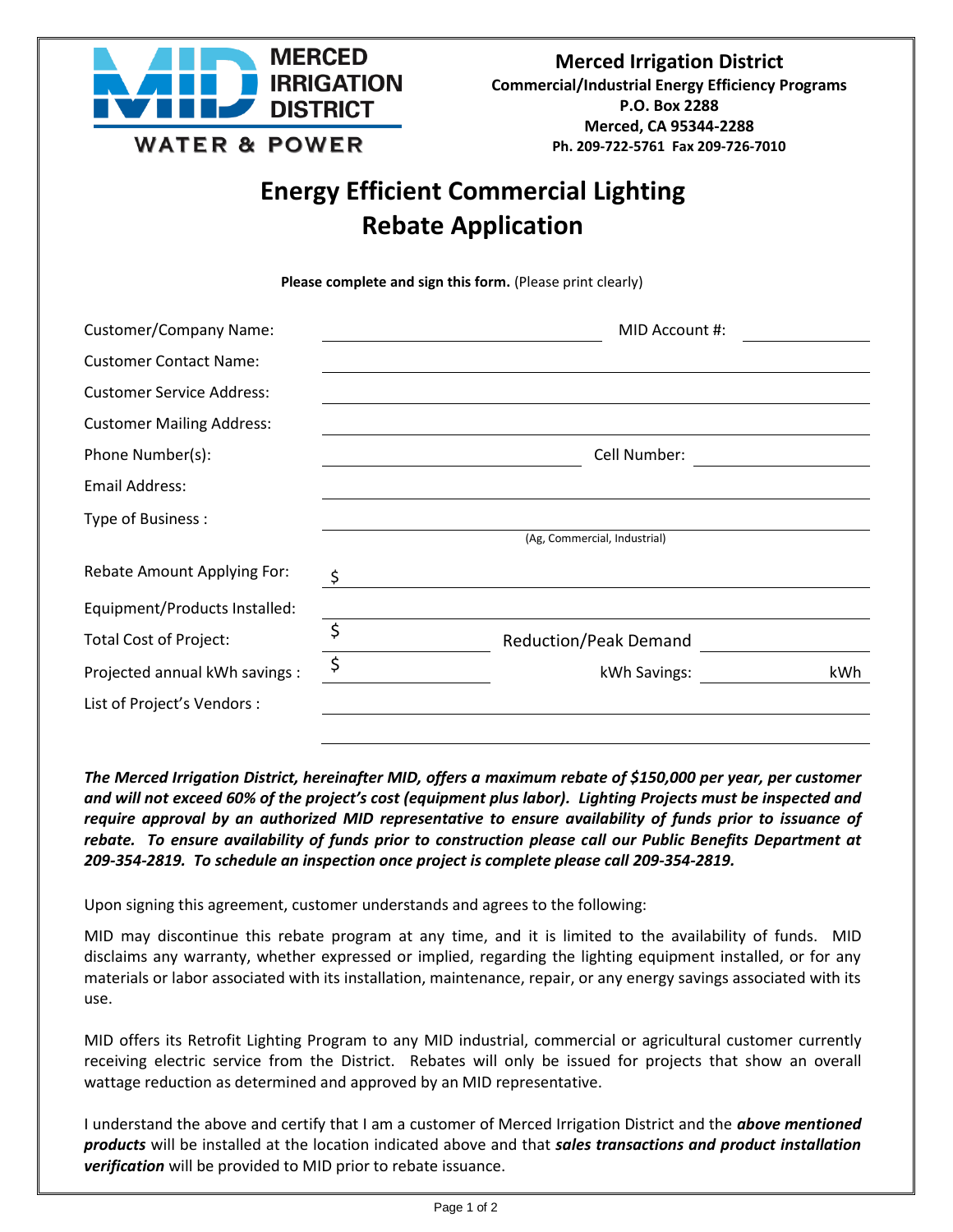**MERCED IRRIGATION DISTRICT**
**WATER & POWER**

**Merced Irrigation District**
**Commercial/Industrial Energy Efficiency Programs**
**P.O. Box 2288**
**Merced, CA 95344-2288**
**Ph. 209-722-5761 Fax 209-726-7010**

# Energy Efficient Commercial Lighting Rebate Application

**Please complete and sign this form.** (Please print clearly)

Customer/Company Name: ____________________ MID Account #: __________

Customer Contact Name: ______________________________

Customer Service Address: ______________________________

Customer Mailing Address: ______________________________

Phone Number(s): ____________________ Cell Number: __________

Email Address: ______________________________

Type of Business : ______________________________
(Ag, Commercial, Industrial)

Rebate Amount Applying For: $ ______________________________

Equipment/Products Installed: ______________________________

Total Cost of Project: $ __________ Reduction/Peak Demand __________

Projected annual kWh savings : $ __________ kWh Savings: __________ kWh

List of Project's Vendors : ______________________________

______________________________

***The Merced Irrigation District, hereinafter MID, offers a maximum rebate of $150,000 per year, per customer and will not exceed 60% of the project's cost (equipment plus labor). Lighting Projects must be inspected and require approval by an authorized MID representative to ensure availability of funds prior to issuance of rebate. To ensure availability of funds prior to construction please call our Public Benefits Department at 209-354-2819. To schedule an inspection once project is complete please call 209-354-2819.***

Upon signing this agreement, customer understands and agrees to the following:

MID may discontinue this rebate program at any time, and it is limited to the availability of funds. MID disclaims any warranty, whether expressed or implied, regarding the lighting equipment installed, or for any materials or labor associated with its installation, maintenance, repair, or any energy savings associated with its use.

MID offers its Retrofit Lighting Program to any MID industrial, commercial or agricultural customer currently receiving electric service from the District. Rebates will only be issued for projects that show an overall wattage reduction as determined and approved by an MID representative.

I understand the above and certify that I am a customer of Merced Irrigation District and the ***above mentioned products*** will be installed at the location indicated above and that ***sales transactions and product installation verification*** will be provided to MID prior to rebate issuance.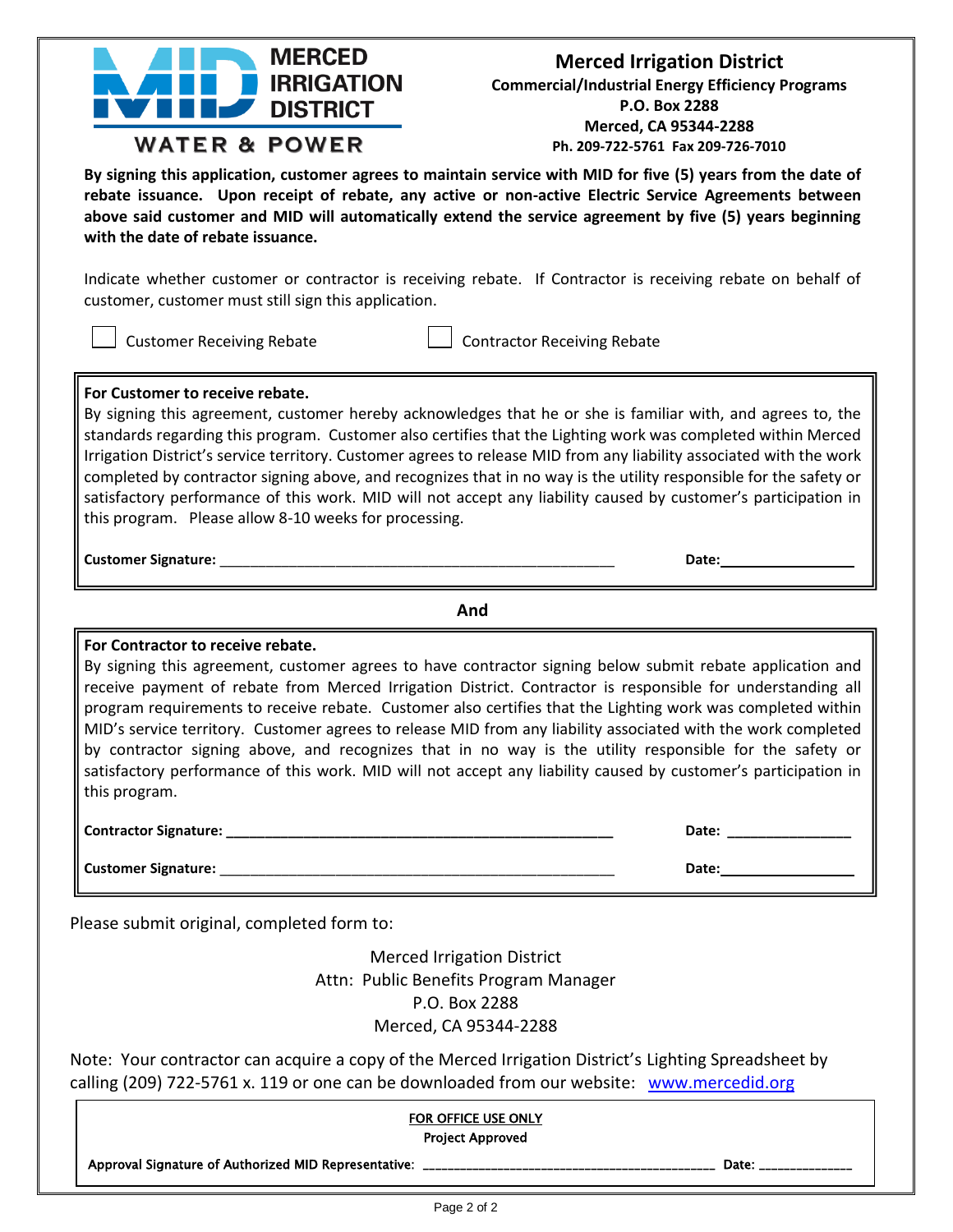**MERCED IRRIGATION DISTRICT**
**WATER & POWER**

**Merced Irrigation District**
**Commercial/Industrial Energy Efficiency Programs**
**P.O. Box 2288**
**Merced, CA 95344-2288**
**Ph. 209-722-5761 Fax 209-726-7010**

**By signing this application, customer agrees to maintain service with MID for five (5) years from the date of rebate issuance. Upon receipt of rebate, any active or non-active Electric Service Agreements between above said customer and MID will automatically extend the service agreement by five (5) years beginning with the date of rebate issuance.**

Indicate whether customer or contractor is receiving rebate. If Contractor is receiving rebate on behalf of customer, customer must still sign this application.

☐ Customer Receiving Rebate ☐ Contractor Receiving Rebate

**For Customer to receive rebate.**
By signing this agreement, customer hereby acknowledges that he or she is familiar with, and agrees to, the standards regarding this program. Customer also certifies that the Lighting work was completed within Merced Irrigation District's service territory. Customer agrees to release MID from any liability associated with the work completed by contractor signing above, and recognizes that in no way is the utility responsible for the safety or satisfactory performance of this work. MID will not accept any liability caused by customer's participation in this program. Please allow 8-10 weeks for processing.

**Customer Signature:** ____________________ **Date:** __________

**And**

**For Contractor to receive rebate.**
By signing this agreement, customer agrees to have contractor signing below submit rebate application and receive payment of rebate from Merced Irrigation District. Contractor is responsible for understanding all program requirements to receive rebate. Customer also certifies that the Lighting work was completed within MID's service territory. Customer agrees to release MID from any liability associated with the work completed by contractor signing above, and recognizes that in no way is the utility responsible for the safety or satisfactory performance of this work. MID will not accept any liability caused by customer's participation in this program.

**Contractor Signature:** ____________________ **Date:** __________

**Customer Signature:** ____________________ **Date:** __________

Please submit original, completed form to:

Merced Irrigation District
Attn: Public Benefits Program Manager
P.O. Box 2288
Merced, CA 95344-2288

Note: Your contractor can acquire a copy of the Merced Irrigation District's Lighting Spreadsheet by calling (209) 722-5761 x. 119 or one can be downloaded from our website: www.mercedid.org

FOR OFFICE USE ONLY
Project Approved

Approval Signature of Authorized MID Representative: ____________________ Date: __________